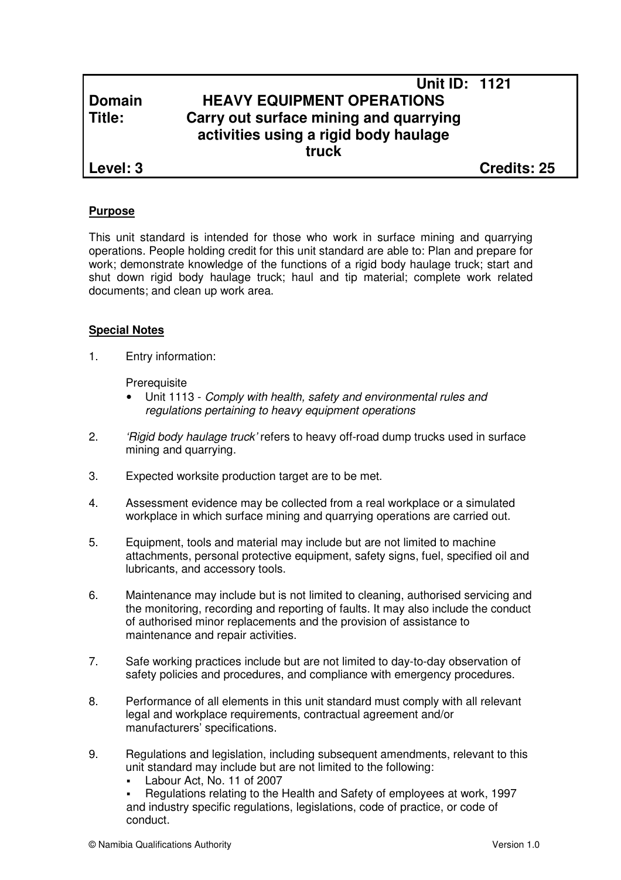| | Unit ID: 1121 |
|---|---|
| **Domain** | **HEAVY EQUIPMENT OPERATIONS** |
| **Title:** | **Carry out surface mining and quarrying activities using a rigid body haulage truck** |
| **Level: 3** | **Credits: 25** |

**Purpose**

This unit standard is intended for those who work in surface mining and quarrying operations. People holding credit for this unit standard are able to: Plan and prepare for work; demonstrate knowledge of the functions of a rigid body haulage truck; start and shut down rigid body haulage truck; haul and tip material; complete work related documents; and clean up work area.

**Special Notes**

1. Entry information:

   Prerequisite
   - Unit 1113 - *Comply with health, safety and environmental rules and regulations pertaining to heavy equipment operations*

2. *'Rigid body haulage truck'* refers to heavy off-road dump trucks used in surface mining and quarrying.

3. Expected worksite production target are to be met.

4. Assessment evidence may be collected from a real workplace or a simulated workplace in which surface mining and quarrying operations are carried out.

5. Equipment, tools and material may include but are not limited to machine attachments, personal protective equipment, safety signs, fuel, specified oil and lubricants, and accessory tools.

6. Maintenance may include but is not limited to cleaning, authorised servicing and the monitoring, recording and reporting of faults. It may also include the conduct of authorised minor replacements and the provision of assistance to maintenance and repair activities.

7. Safe working practices include but are not limited to day-to-day observation of safety policies and procedures, and compliance with emergency procedures.

8. Performance of all elements in this unit standard must comply with all relevant legal and workplace requirements, contractual agreement and/or manufacturers' specifications.

9. Regulations and legislation, including subsequent amendments, relevant to this unit standard may include but are not limited to the following:
   - Labour Act, No. 11 of 2007
   - Regulations relating to the Health and Safety of employees at work, 1997

   and industry specific regulations, legislations, code of practice, or code of conduct.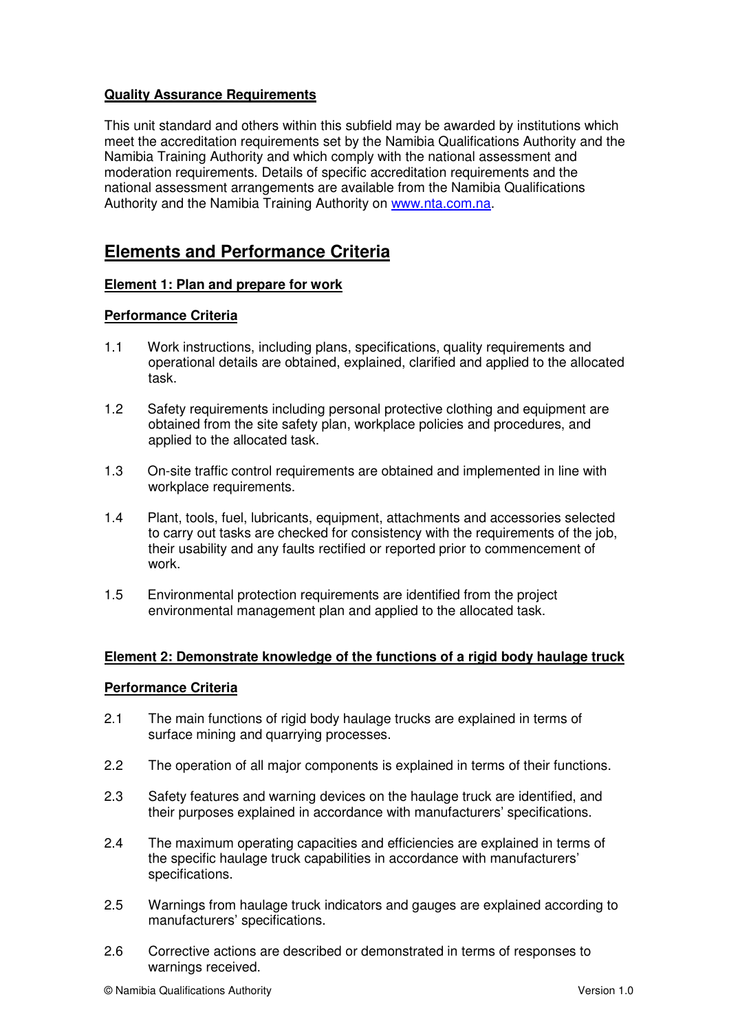**Quality Assurance Requirements**

This unit standard and others within this subfield may be awarded by institutions which meet the accreditation requirements set by the Namibia Qualifications Authority and the Namibia Training Authority and which comply with the national assessment and moderation requirements. Details of specific accreditation requirements and the national assessment arrangements are available from the Namibia Qualifications Authority and the Namibia Training Authority on www.nta.com.na.

## Elements and Performance Criteria

### Element 1: Plan and prepare for work

**Performance Criteria**

1.1 Work instructions, including plans, specifications, quality requirements and operational details are obtained, explained, clarified and applied to the allocated task.

1.2 Safety requirements including personal protective clothing and equipment are obtained from the site safety plan, workplace policies and procedures, and applied to the allocated task.

1.3 On-site traffic control requirements are obtained and implemented in line with workplace requirements.

1.4 Plant, tools, fuel, lubricants, equipment, attachments and accessories selected to carry out tasks are checked for consistency with the requirements of the job, their usability and any faults rectified or reported prior to commencement of work.

1.5 Environmental protection requirements are identified from the project environmental management plan and applied to the allocated task.

### Element 2: Demonstrate knowledge of the functions of a rigid body haulage truck

**Performance Criteria**

2.1 The main functions of rigid body haulage trucks are explained in terms of surface mining and quarrying processes.

2.2 The operation of all major components is explained in terms of their functions.

2.3 Safety features and warning devices on the haulage truck are identified, and their purposes explained in accordance with manufacturers' specifications.

2.4 The maximum operating capacities and efficiencies are explained in terms of the specific haulage truck capabilities in accordance with manufacturers' specifications.

2.5 Warnings from haulage truck indicators and gauges are explained according to manufacturers' specifications.

2.6 Corrective actions are described or demonstrated in terms of responses to warnings received.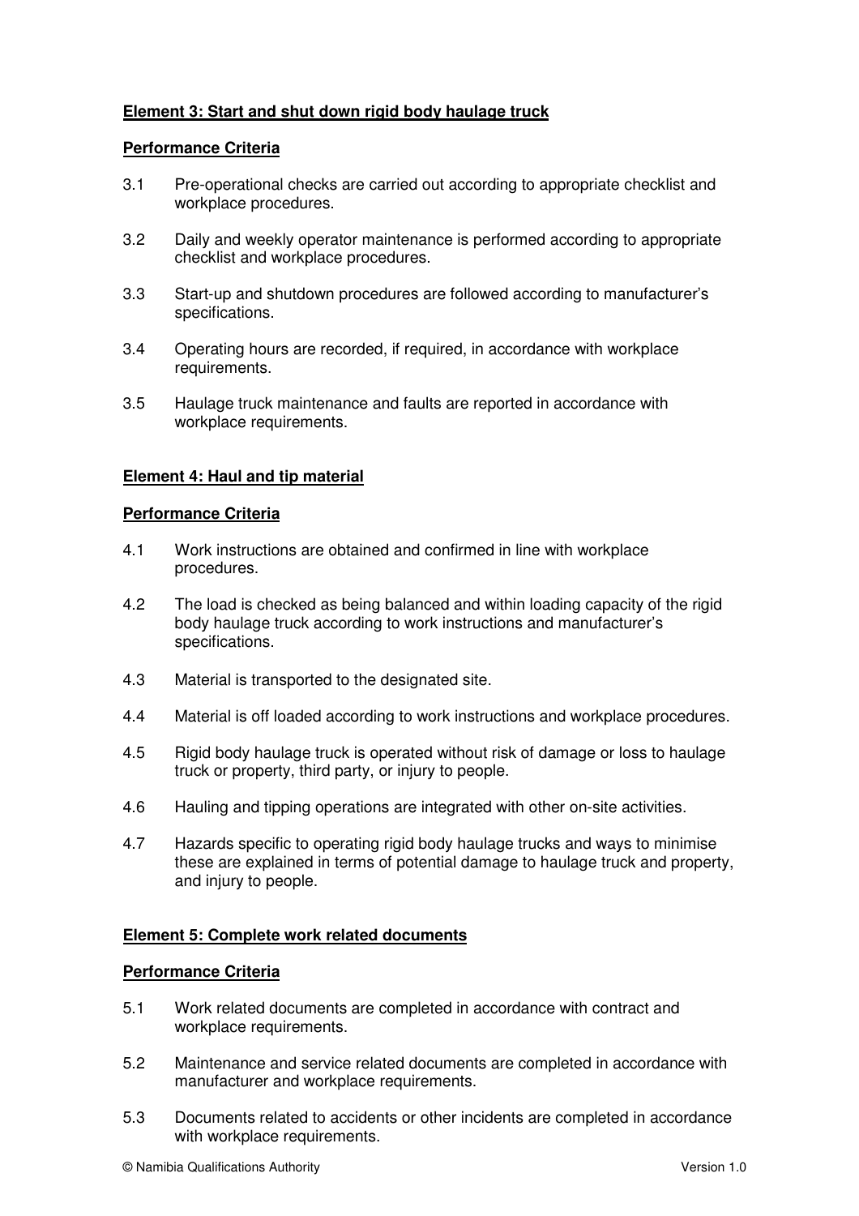**Element 3: Start and shut down rigid body haulage truck**

**Performance Criteria**

3.1 Pre-operational checks are carried out according to appropriate checklist and workplace procedures.

3.2 Daily and weekly operator maintenance is performed according to appropriate checklist and workplace procedures.

3.3 Start-up and shutdown procedures are followed according to manufacturer's specifications.

3.4 Operating hours are recorded, if required, in accordance with workplace requirements.

3.5 Haulage truck maintenance and faults are reported in accordance with workplace requirements.

**Element 4: Haul and tip material**

**Performance Criteria**

4.1 Work instructions are obtained and confirmed in line with workplace procedures.

4.2 The load is checked as being balanced and within loading capacity of the rigid body haulage truck according to work instructions and manufacturer's specifications.

4.3 Material is transported to the designated site.

4.4 Material is off loaded according to work instructions and workplace procedures.

4.5 Rigid body haulage truck is operated without risk of damage or loss to haulage truck or property, third party, or injury to people.

4.6 Hauling and tipping operations are integrated with other on-site activities.

4.7 Hazards specific to operating rigid body haulage trucks and ways to minimise these are explained in terms of potential damage to haulage truck and property, and injury to people.

**Element 5: Complete work related documents**

**Performance Criteria**

5.1 Work related documents are completed in accordance with contract and workplace requirements.

5.2 Maintenance and service related documents are completed in accordance with manufacturer and workplace requirements.

5.3 Documents related to accidents or other incidents are completed in accordance with workplace requirements.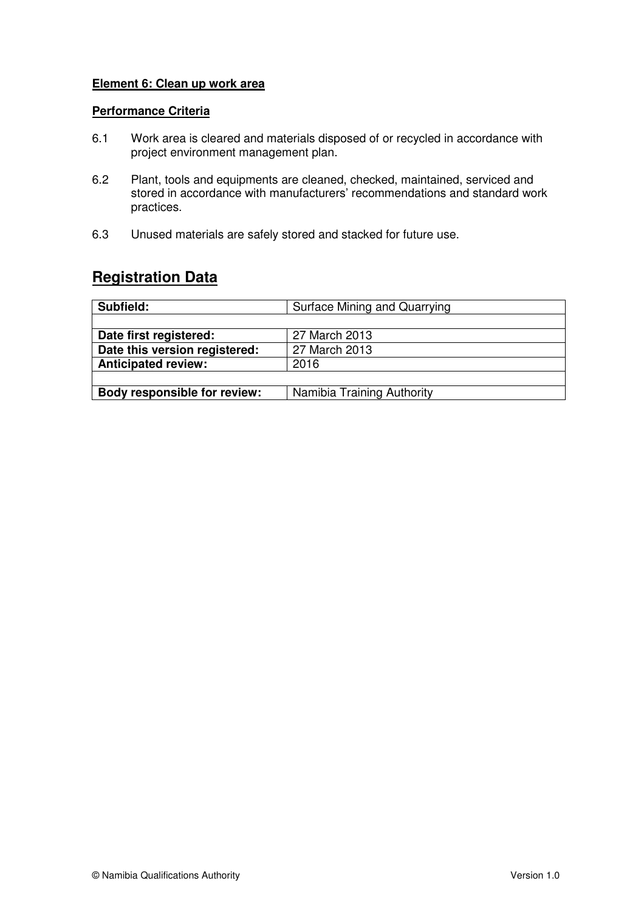**Element 6: Clean up work area**

**Performance Criteria**

6.1 Work area is cleared and materials disposed of or recycled in accordance with project environment management plan.

6.2 Plant, tools and equipments are cleaned, checked, maintained, serviced and stored in accordance with manufacturers' recommendations and standard work practices.

6.3 Unused materials are safely stored and stacked for future use.

## Registration Data

| | |
|---|---|
| **Subfield:** | Surface Mining and Quarrying |
| | |
| **Date first registered:** | 27 March 2013 |
| **Date this version registered:** | 27 March 2013 |
| **Anticipated review:** | 2016 |
| | |
| **Body responsible for review:** | Namibia Training Authority |

© Namibia Qualifications Authority Version 1.0